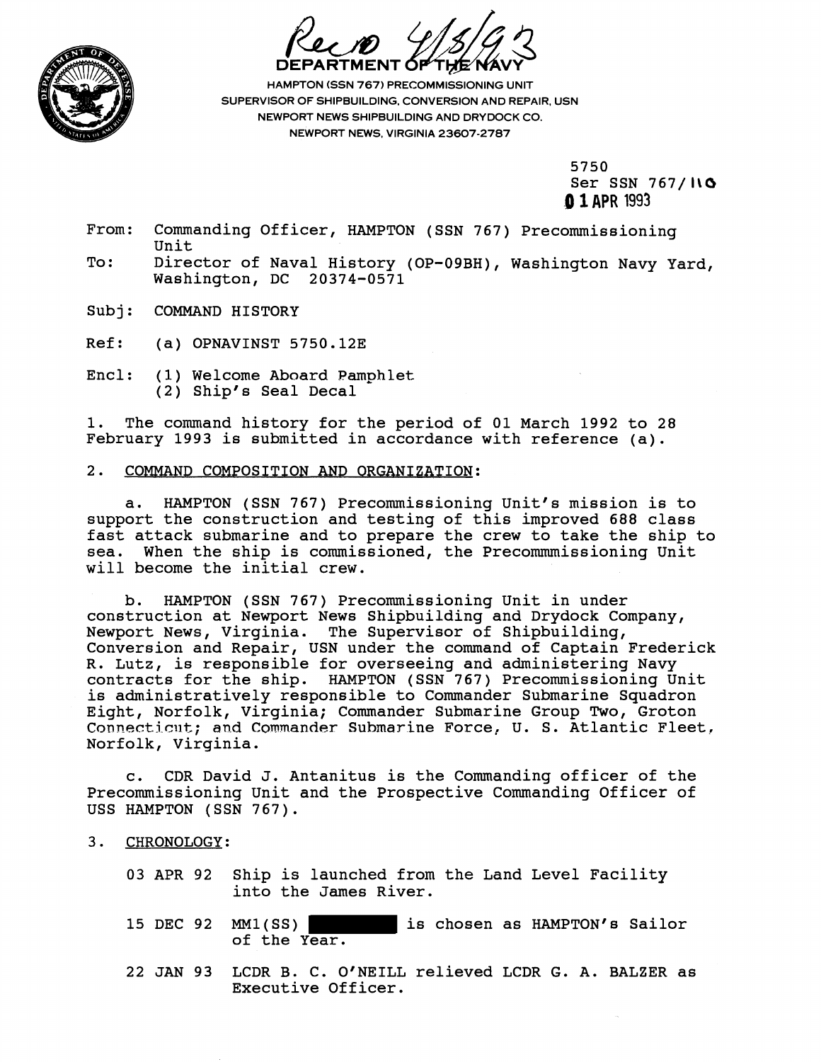Rec'd 4/8/93

DEPARTMENT OF THE NAVY

HAMPTON (SSN 767) PRECOMMISSIONING UNIT
SUPERVISOR OF SHIPBUILDING, CONVERSION AND REPAIR, USN
NEWPORT NEWS SHIPBUILDING AND DRYDOCK CO.
NEWPORT NEWS, VIRGINIA 23607-2787

5750
Ser SSN 767/110
01 APR 1993

From: Commanding Officer, HAMPTON (SSN 767) Precommissioning Unit
To: Director of Naval History (OP-09BH), Washington Navy Yard, Washington, DC 20374-0571

Subj: COMMAND HISTORY

Ref: (a) OPNAVINST 5750.12E

Encl: (1) Welcome Aboard Pamphlet
(2) Ship's Seal Decal

1. The command history for the period of 01 March 1992 to 28 February 1993 is submitted in accordance with reference (a).

2. COMMAND COMPOSITION AND ORGANIZATION:

a. HAMPTON (SSN 767) Precommissioning Unit's mission is to support the construction and testing of this improved 688 class fast attack submarine and to prepare the crew to take the ship to sea. When the ship is commissioned, the Precommmissioning Unit will become the initial crew.

b. HAMPTON (SSN 767) Precommissioning Unit in under construction at Newport News Shipbuilding and Drydock Company, Newport News, Virginia. The Supervisor of Shipbuilding, Conversion and Repair, USN under the command of Captain Frederick R. Lutz, is responsible for overseeing and administering Navy contracts for the ship. HAMPTON (SSN 767) Precommissioning Unit is administratively responsible to Commander Submarine Squadron Eight, Norfolk, Virginia; Commander Submarine Group Two, Groton Connecticut; and Commander Submarine Force, U. S. Atlantic Fleet, Norfolk, Virginia.

c. CDR David J. Antanitus is the Commanding officer of the Precommissioning Unit and the Prospective Commanding Officer of USS HAMPTON (SSN 767).

3. CHRONOLOGY:

03 APR 92 Ship is launched from the Land Level Facility into the James River.

15 DEC 92 MM1(SS) [REDACTED] is chosen as HAMPTON's Sailor of the Year.

22 JAN 93 LCDR B. C. O'NEILL relieved LCDR G. A. BALZER as Executive Officer.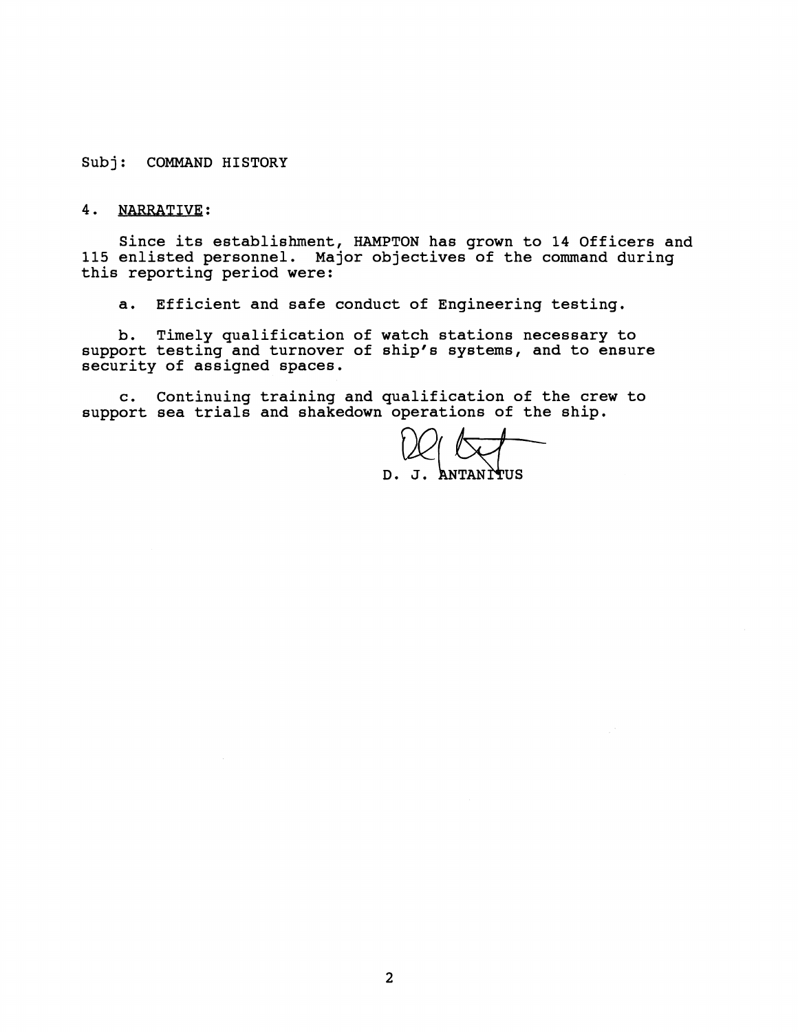Subj: COMMAND HISTORY

4. NARRATIVE:

Since its establishment, HAMPTON has grown to 14 Officers and 115 enlisted personnel. Major objectives of the command during this reporting period were:

a. Efficient and safe conduct of Engineering testing.

b. Timely qualification of watch stations necessary to support testing and turnover of ship's systems, and to ensure security of assigned spaces.

c. Continuing training and qualification of the crew to support sea trials and shakedown operations of the ship.

D. J. ANTANITUS